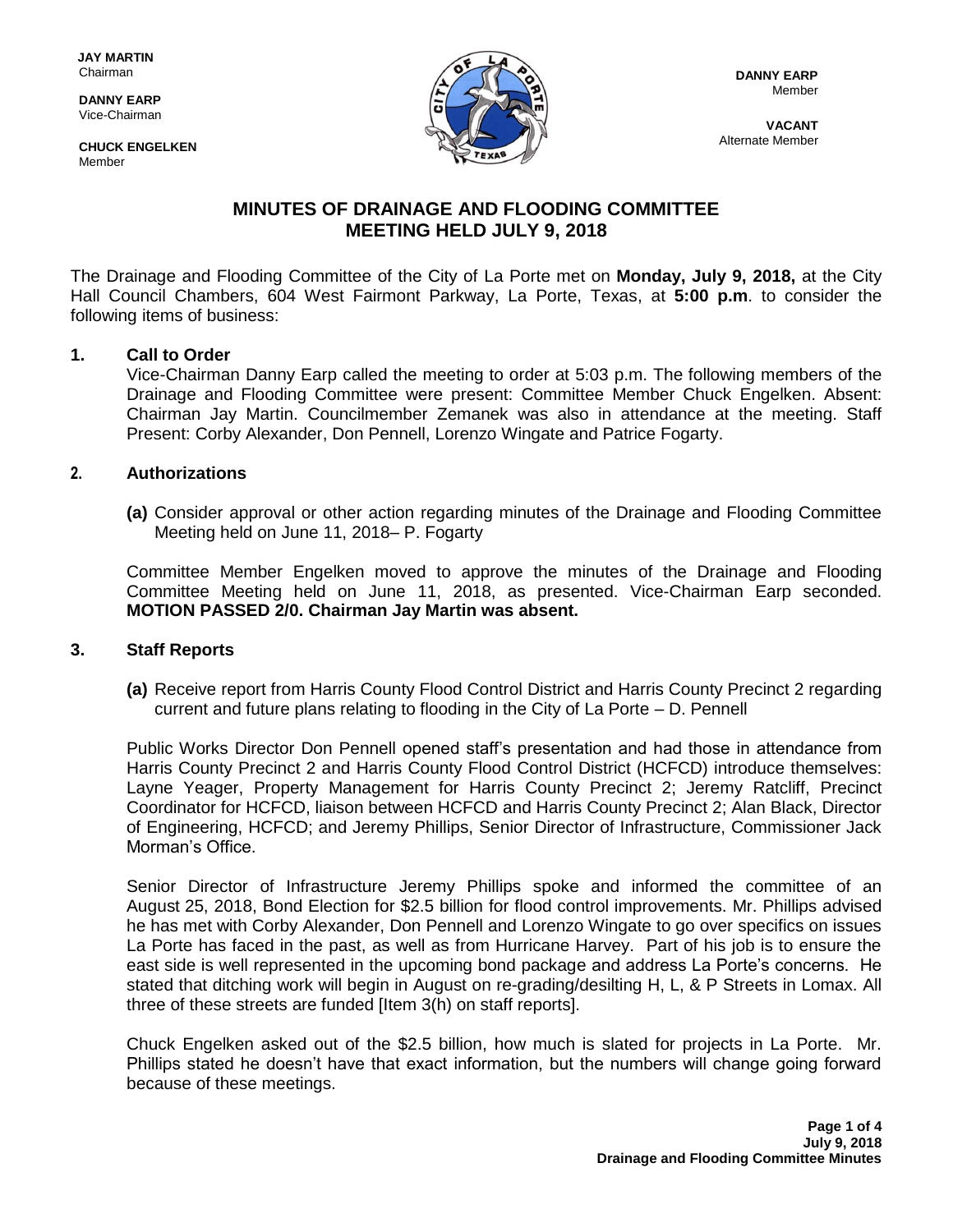**JAY MARTIN**
Chairman

**DANNY EARP**
Vice-Chairman

**CHUCK ENGELKEN**
Member

**DANNY EARP**
Member

**VACANT**
Alternate Member

# MINUTES OF DRAINAGE AND FLOODING COMMITTEE MEETING HELD JULY 9, 2018

The Drainage and Flooding Committee of the City of La Porte met on **Monday, July 9, 2018,** at the City Hall Council Chambers, 604 West Fairmont Parkway, La Porte, Texas, at **5:00 p.m**. to consider the following items of business:

## 1. Call to Order

Vice-Chairman Danny Earp called the meeting to order at 5:03 p.m. The following members of the Drainage and Flooding Committee were present: Committee Member Chuck Engelken. Absent: Chairman Jay Martin. Councilmember Zemanek was also in attendance at the meeting. Staff Present: Corby Alexander, Don Pennell, Lorenzo Wingate and Patrice Fogarty.

## 2. Authorizations

**(a)** Consider approval or other action regarding minutes of the Drainage and Flooding Committee Meeting held on June 11, 2018– P. Fogarty

Committee Member Engelken moved to approve the minutes of the Drainage and Flooding Committee Meeting held on June 11, 2018, as presented. Vice-Chairman Earp seconded. **MOTION PASSED 2/0. Chairman Jay Martin was absent.**

## 3. Staff Reports

**(a)** Receive report from Harris County Flood Control District and Harris County Precinct 2 regarding current and future plans relating to flooding in the City of La Porte – D. Pennell

Public Works Director Don Pennell opened staff's presentation and had those in attendance from Harris County Precinct 2 and Harris County Flood Control District (HCFCD) introduce themselves: Layne Yeager, Property Management for Harris County Precinct 2; Jeremy Ratcliff, Precinct Coordinator for HCFCD, liaison between HCFCD and Harris County Precinct 2; Alan Black, Director of Engineering, HCFCD; and Jeremy Phillips, Senior Director of Infrastructure, Commissioner Jack Morman's Office.

Senior Director of Infrastructure Jeremy Phillips spoke and informed the committee of an August 25, 2018, Bond Election for $2.5 billion for flood control improvements. Mr. Phillips advised he has met with Corby Alexander, Don Pennell and Lorenzo Wingate to go over specifics on issues La Porte has faced in the past, as well as from Hurricane Harvey. Part of his job is to ensure the east side is well represented in the upcoming bond package and address La Porte's concerns. He stated that ditching work will begin in August on re-grading/desilting H, L, & P Streets in Lomax. All three of these streets are funded [Item 3(h) on staff reports].

Chuck Engelken asked out of the $2.5 billion, how much is slated for projects in La Porte. Mr. Phillips stated he doesn't have that exact information, but the numbers will change going forward because of these meetings.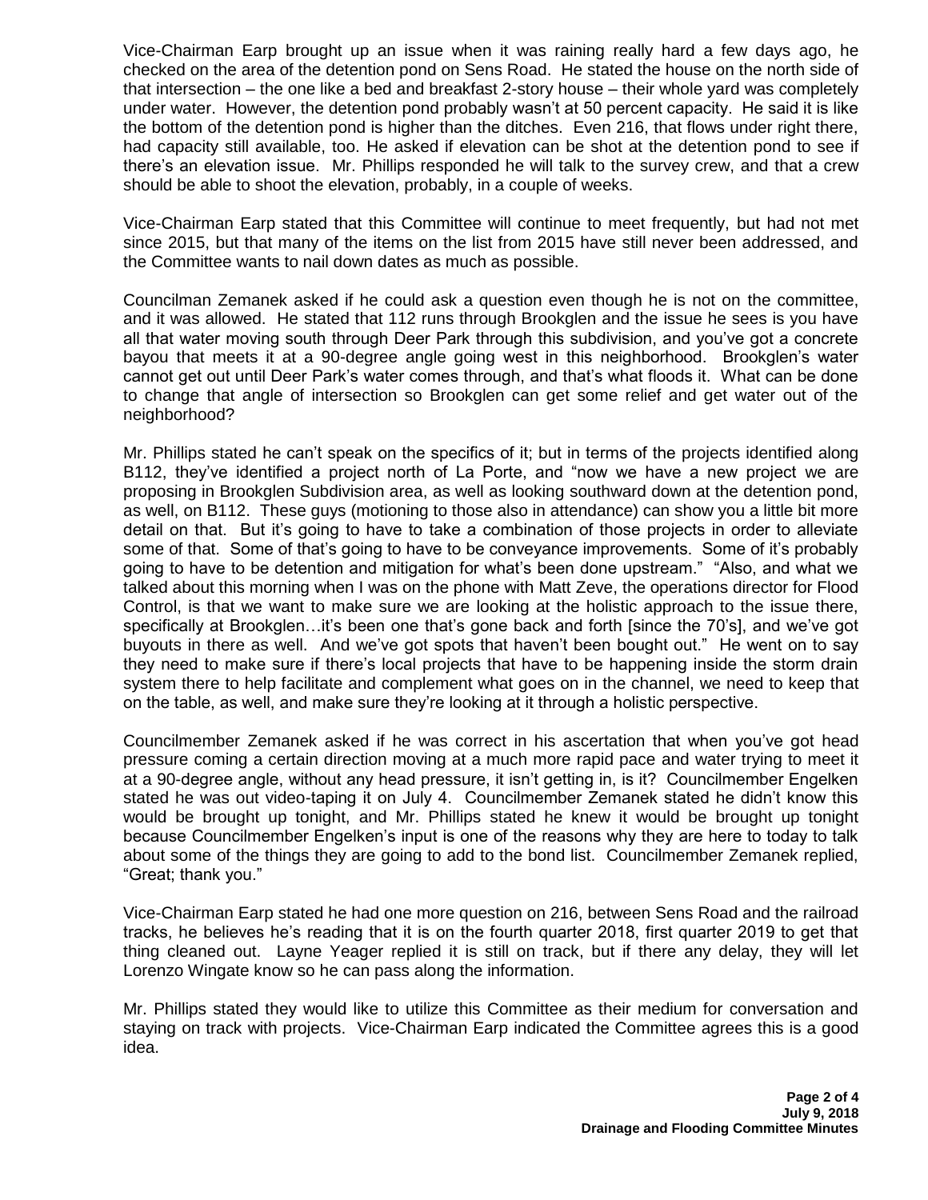Vice-Chairman Earp brought up an issue when it was raining really hard a few days ago, he checked on the area of the detention pond on Sens Road. He stated the house on the north side of that intersection – the one like a bed and breakfast 2-story house – their whole yard was completely under water. However, the detention pond probably wasn't at 50 percent capacity. He said it is like the bottom of the detention pond is higher than the ditches. Even 216, that flows under right there, had capacity still available, too. He asked if elevation can be shot at the detention pond to see if there's an elevation issue. Mr. Phillips responded he will talk to the survey crew, and that a crew should be able to shoot the elevation, probably, in a couple of weeks.

Vice-Chairman Earp stated that this Committee will continue to meet frequently, but had not met since 2015, but that many of the items on the list from 2015 have still never been addressed, and the Committee wants to nail down dates as much as possible.

Councilman Zemanek asked if he could ask a question even though he is not on the committee, and it was allowed. He stated that 112 runs through Brookglen and the issue he sees is you have all that water moving south through Deer Park through this subdivision, and you've got a concrete bayou that meets it at a 90-degree angle going west in this neighborhood. Brookglen's water cannot get out until Deer Park's water comes through, and that's what floods it. What can be done to change that angle of intersection so Brookglen can get some relief and get water out of the neighborhood?

Mr. Phillips stated he can't speak on the specifics of it; but in terms of the projects identified along B112, they've identified a project north of La Porte, and "now we have a new project we are proposing in Brookglen Subdivision area, as well as looking southward down at the detention pond, as well, on B112. These guys (motioning to those also in attendance) can show you a little bit more detail on that. But it's going to have to take a combination of those projects in order to alleviate some of that. Some of that's going to have to be conveyance improvements. Some of it's probably going to have to be detention and mitigation for what's been done upstream." "Also, and what we talked about this morning when I was on the phone with Matt Zeve, the operations director for Flood Control, is that we want to make sure we are looking at the holistic approach to the issue there, specifically at Brookglen…it's been one that's gone back and forth [since the 70's], and we've got buyouts in there as well. And we've got spots that haven't been bought out." He went on to say they need to make sure if there's local projects that have to be happening inside the storm drain system there to help facilitate and complement what goes on in the channel, we need to keep that on the table, as well, and make sure they're looking at it through a holistic perspective.

Councilmember Zemanek asked if he was correct in his ascertation that when you've got head pressure coming a certain direction moving at a much more rapid pace and water trying to meet it at a 90-degree angle, without any head pressure, it isn't getting in, is it? Councilmember Engelken stated he was out video-taping it on July 4. Councilmember Zemanek stated he didn't know this would be brought up tonight, and Mr. Phillips stated he knew it would be brought up tonight because Councilmember Engelken's input is one of the reasons why they are here to today to talk about some of the things they are going to add to the bond list. Councilmember Zemanek replied, "Great; thank you."

Vice-Chairman Earp stated he had one more question on 216, between Sens Road and the railroad tracks, he believes he's reading that it is on the fourth quarter 2018, first quarter 2019 to get that thing cleaned out. Layne Yeager replied it is still on track, but if there any delay, they will let Lorenzo Wingate know so he can pass along the information.

Mr. Phillips stated they would like to utilize this Committee as their medium for conversation and staying on track with projects. Vice-Chairman Earp indicated the Committee agrees this is a good idea.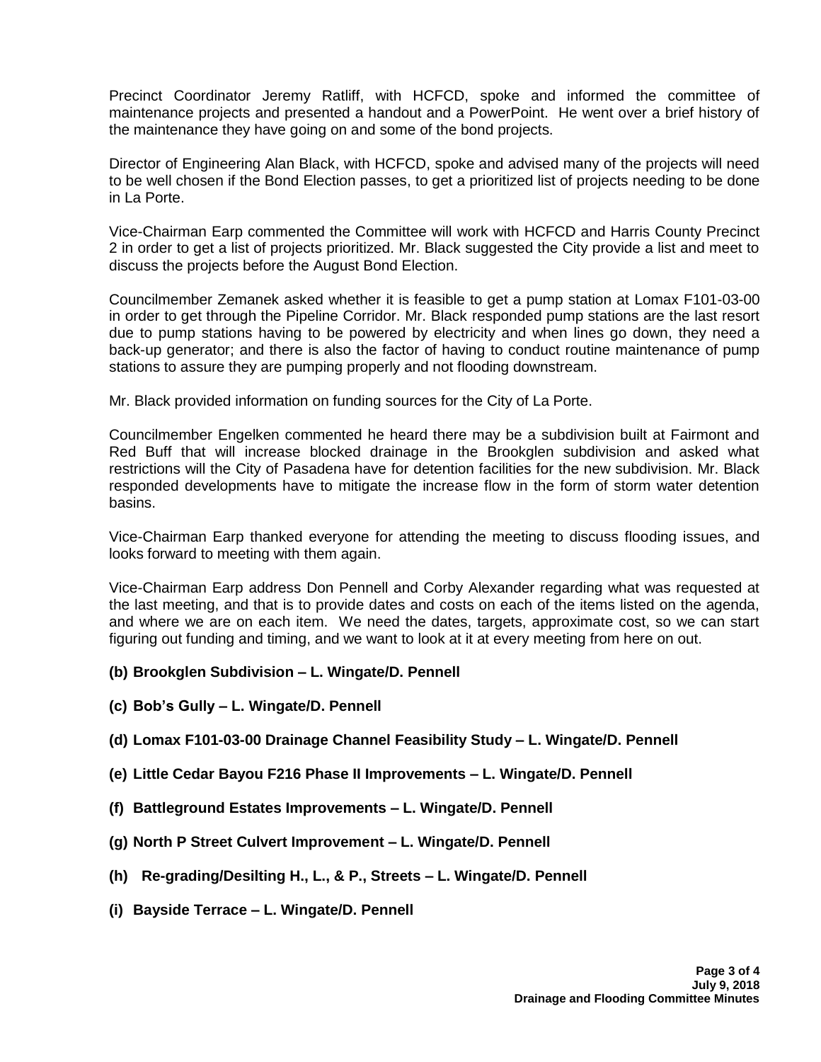Precinct Coordinator Jeremy Ratliff, with HCFCD, spoke and informed the committee of maintenance projects and presented a handout and a PowerPoint. He went over a brief history of the maintenance they have going on and some of the bond projects.

Director of Engineering Alan Black, with HCFCD, spoke and advised many of the projects will need to be well chosen if the Bond Election passes, to get a prioritized list of projects needing to be done in La Porte.

Vice-Chairman Earp commented the Committee will work with HCFCD and Harris County Precinct 2 in order to get a list of projects prioritized. Mr. Black suggested the City provide a list and meet to discuss the projects before the August Bond Election.

Councilmember Zemanek asked whether it is feasible to get a pump station at Lomax F101-03-00 in order to get through the Pipeline Corridor. Mr. Black responded pump stations are the last resort due to pump stations having to be powered by electricity and when lines go down, they need a back-up generator; and there is also the factor of having to conduct routine maintenance of pump stations to assure they are pumping properly and not flooding downstream.

Mr. Black provided information on funding sources for the City of La Porte.

Councilmember Engelken commented he heard there may be a subdivision built at Fairmont and Red Buff that will increase blocked drainage in the Brookglen subdivision and asked what restrictions will the City of Pasadena have for detention facilities for the new subdivision. Mr. Black responded developments have to mitigate the increase flow in the form of storm water detention basins.

Vice-Chairman Earp thanked everyone for attending the meeting to discuss flooding issues, and looks forward to meeting with them again.

Vice-Chairman Earp address Don Pennell and Corby Alexander regarding what was requested at the last meeting, and that is to provide dates and costs on each of the items listed on the agenda, and where we are on each item. We need the dates, targets, approximate cost, so we can start figuring out funding and timing, and we want to look at it at every meeting from here on out.

**(b) Brookglen Subdivision – L. Wingate/D. Pennell**

**(c) Bob's Gully – L. Wingate/D. Pennell**

**(d) Lomax F101-03-00 Drainage Channel Feasibility Study – L. Wingate/D. Pennell**

**(e) Little Cedar Bayou F216 Phase II Improvements – L. Wingate/D. Pennell**

**(f) Battleground Estates Improvements – L. Wingate/D. Pennell**

**(g) North P Street Culvert Improvement – L. Wingate/D. Pennell**

**(h) Re-grading/Desilting H., L., & P., Streets – L. Wingate/D. Pennell**

**(i) Bayside Terrace – L. Wingate/D. Pennell**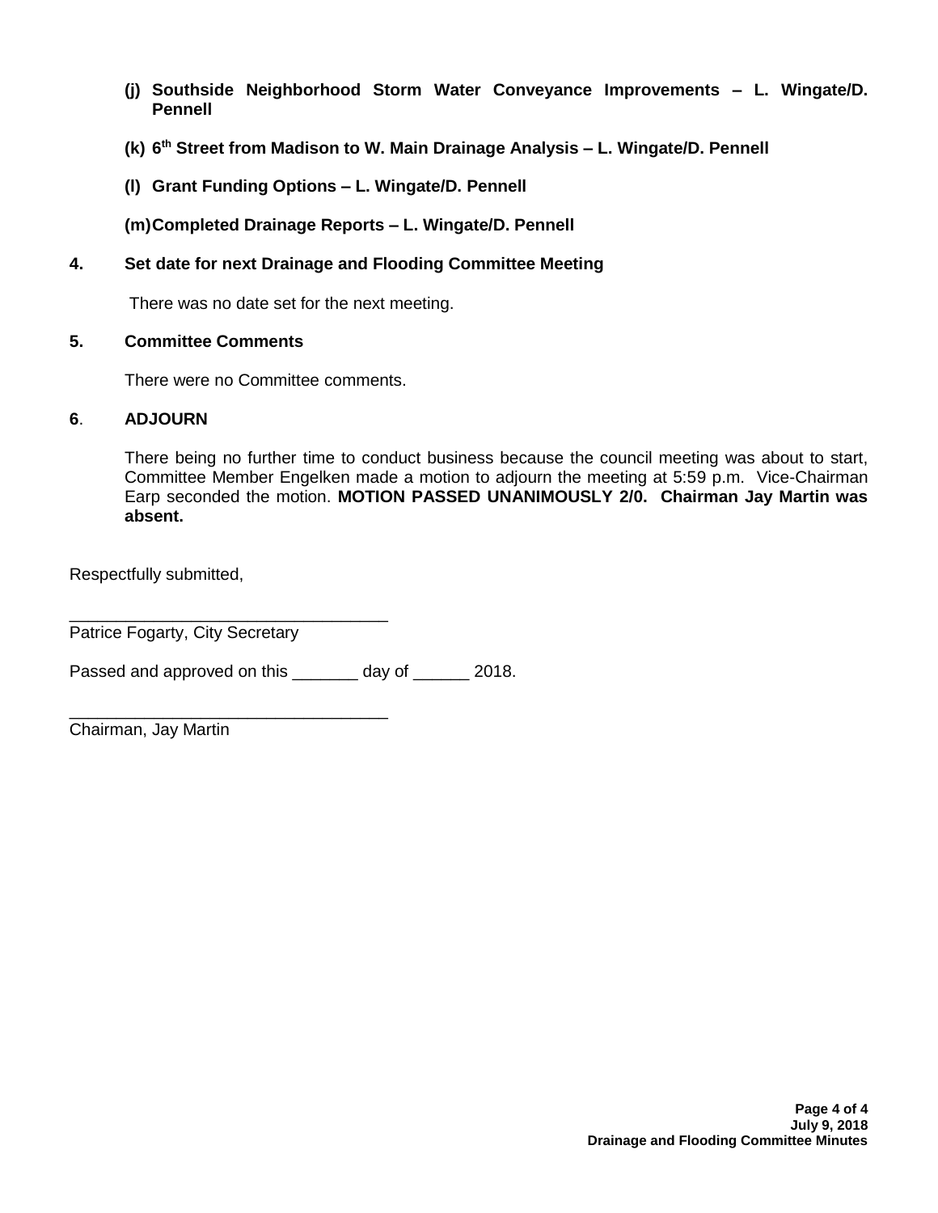**(j) Southside Neighborhood Storm Water Conveyance Improvements – L. Wingate/D. Pennell**

**(k) 6th Street from Madison to W. Main Drainage Analysis – L. Wingate/D. Pennell**

**(l) Grant Funding Options – L. Wingate/D. Pennell**

**(m) Completed Drainage Reports – L. Wingate/D. Pennell**

**4. Set date for next Drainage and Flooding Committee Meeting**

There was no date set for the next meeting.

**5. Committee Comments**

There were no Committee comments.

**6. ADJOURN**

There being no further time to conduct business because the council meeting was about to start, Committee Member Engelken made a motion to adjourn the meeting at 5:59 p.m. Vice-Chairman Earp seconded the motion. **MOTION PASSED UNANIMOUSLY 2/0. Chairman Jay Martin was absent.**

Respectfully submitted,

\_\_\_\_\_\_\_\_\_\_\_\_\_\_\_\_\_\_\_\_\_\_\_\_\_\_\_\_\_\_\_\_\_\_
Patrice Fogarty, City Secretary

Passed and approved on this \_\_\_\_\_\_\_ day of \_\_\_\_\_\_ 2018.

\_\_\_\_\_\_\_\_\_\_\_\_\_\_\_\_\_\_\_\_\_\_\_\_\_\_\_\_\_\_\_\_\_\_
Chairman, Jay Martin